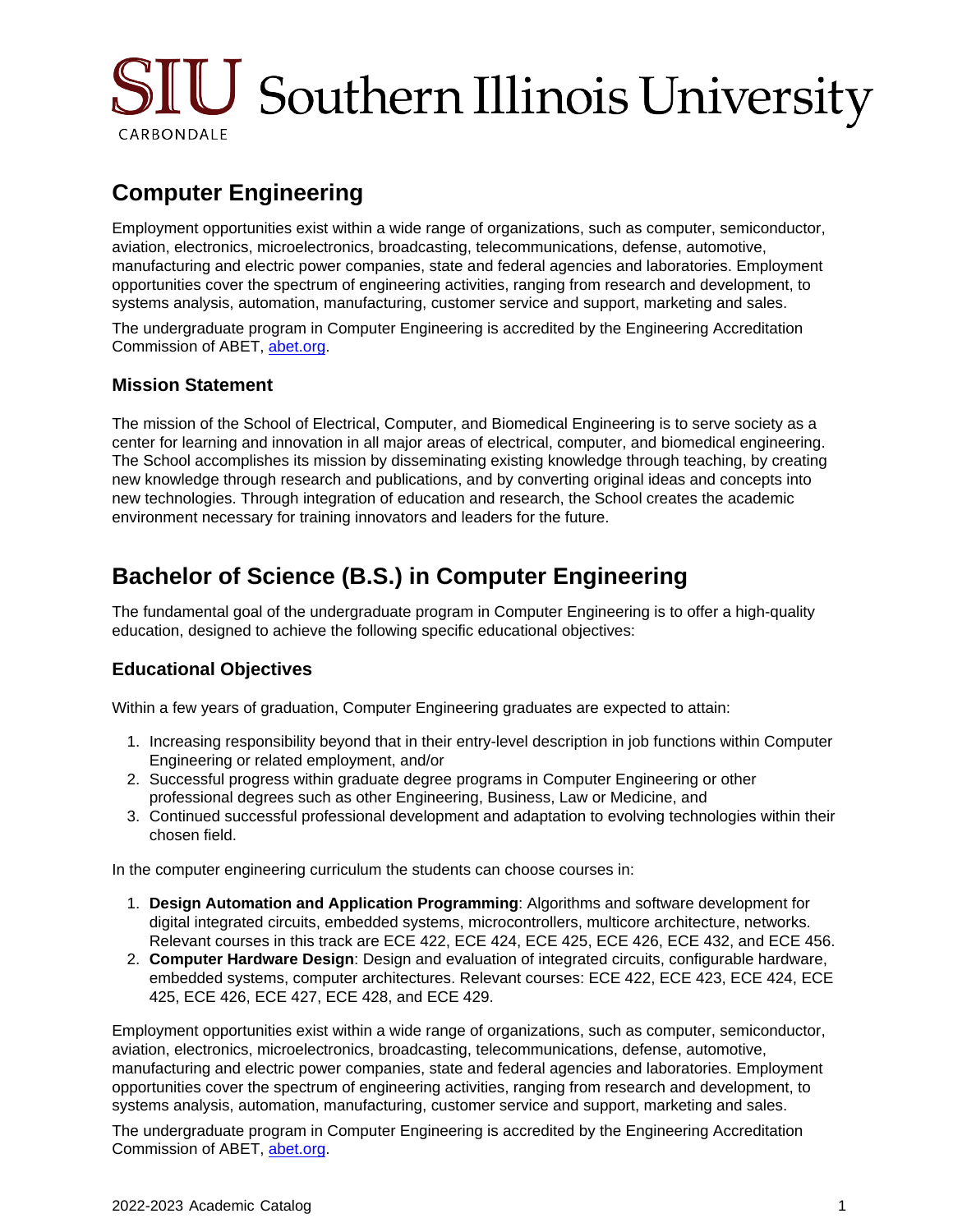# Computer Engineering

Employment opportunities exist within a wide range of organizations, such as computer, semiconductor, aviation, electronics, microelectronics, broadcasting, telecommunications, defense, automotive, manufacturing and electric power companies, state and federal agencies and laboratories. Employment opportunities cover the spectrum of engineering activities, ranging from research and development, to systems analysis, automation, manufacturing, customer service and support, marketing and sales.

The undergraduate program in Computer Engineering is accredited by the Engineering Accreditation Commission of ABET, abet.org.

### Mission Statement

The mission of the School of Electrical, Computer, and Biomedical Engineering is to serve society as a center for learning and innovation in all major areas of electrical, computer, and biomedical engineering. The School accomplishes its mission by disseminating existing knowledge through teaching, by creating new knowledge through research and publications, and by converting original ideas and concepts into new technologies. Through integration of education and research, the School creates the academic environment necessary for training innovators and leaders for the future.

## Bachelor of Science (B.S.) in Computer Engineering

The fundamental goal of the undergraduate program in Computer Engineering is to offer a high-quality education, designed to achieve the following specific educational objectives:

### Educational Objectives

Within a few years of graduation, Computer Engineering graduates are expected to attain:

1. Increasing responsibility beyond that in their entry-level description in job functions within Computer Engineering or related employment, and/or
2. Successful progress within graduate degree programs in Computer Engineering or other professional degrees such as other Engineering, Business, Law or Medicine, and
3. Continued successful professional development and adaptation to evolving technologies within their chosen field.

In the computer engineering curriculum the students can choose courses in:

1. **Design Automation and Application Programming**: Algorithms and software development for digital integrated circuits, embedded systems, microcontrollers, multicore architecture, networks. Relevant courses in this track are ECE 422, ECE 424, ECE 425, ECE 426, ECE 432, and ECE 456.
2. **Computer Hardware Design**: Design and evaluation of integrated circuits, configurable hardware, embedded systems, computer architectures. Relevant courses: ECE 422, ECE 423, ECE 424, ECE 425, ECE 426, ECE 427, ECE 428, and ECE 429.

Employment opportunities exist within a wide range of organizations, such as computer, semiconductor, aviation, electronics, microelectronics, broadcasting, telecommunications, defense, automotive, manufacturing and electric power companies, state and federal agencies and laboratories. Employment opportunities cover the spectrum of engineering activities, ranging from research and development, to systems analysis, automation, manufacturing, customer service and support, marketing and sales.

The undergraduate program in Computer Engineering is accredited by the Engineering Accreditation Commission of ABET, abet.org.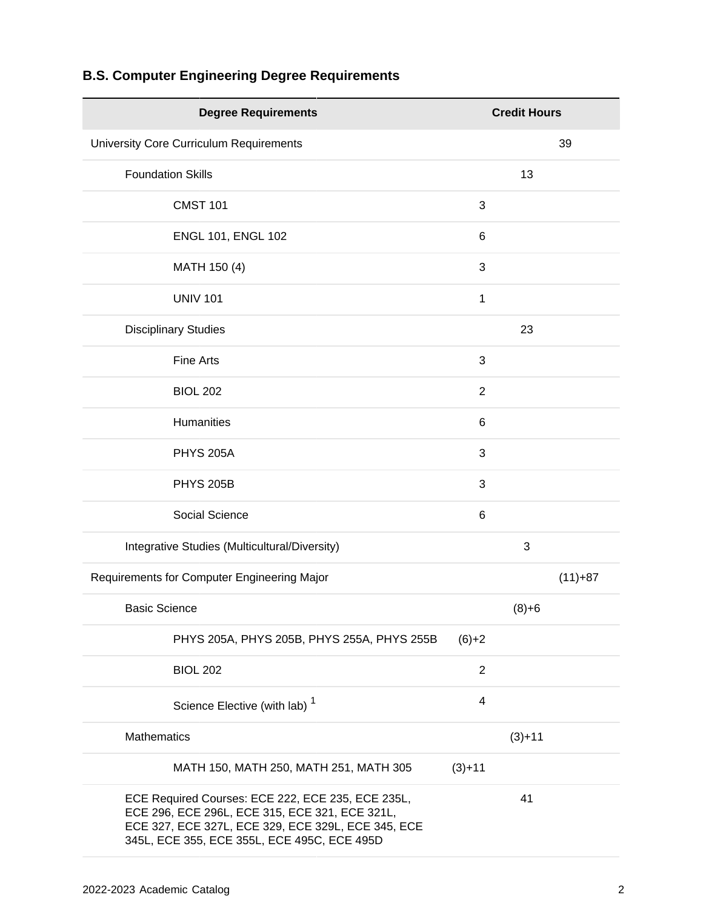## B.S. Computer Engineering Degree Requirements

| Degree Requirements | | Credit Hours | |
|---|---|---|---|
| University Core Curriculum Requirements | | | 39 |
| Foundation Skills | | 13 | |
| CMST 101 | 3 | | |
| ENGL 101, ENGL 102 | 6 | | |
| MATH 150 (4) | 3 | | |
| UNIV 101 | 1 | | |
| Disciplinary Studies | | 23 | |
| Fine Arts | 3 | | |
| BIOL 202 | 2 | | |
| Humanities | 6 | | |
| PHYS 205A | 3 | | |
| PHYS 205B | 3 | | |
| Social Science | 6 | | |
| Integrative Studies (Multicultural/Diversity) | | 3 | |
| Requirements for Computer Engineering Major | | | (11)+87 |
| Basic Science | | (8)+6 | |
| PHYS 205A, PHYS 205B, PHYS 255A, PHYS 255B | (6)+2 | | |
| BIOL 202 | 2 | | |
| Science Elective (with lab) [1] | 4 | | |
| Mathematics | | (3)+11 | |
| MATH 150, MATH 250, MATH 251, MATH 305 | (3)+11 | | |
| ECE Required Courses: ECE 222, ECE 235, ECE 235L, ECE 296, ECE 296L, ECE 315, ECE 321, ECE 321L, ECE 327, ECE 327L, ECE 329, ECE 329L, ECE 345, ECE 345L, ECE 355, ECE 355L, ECE 495C, ECE 495D | | 41 | |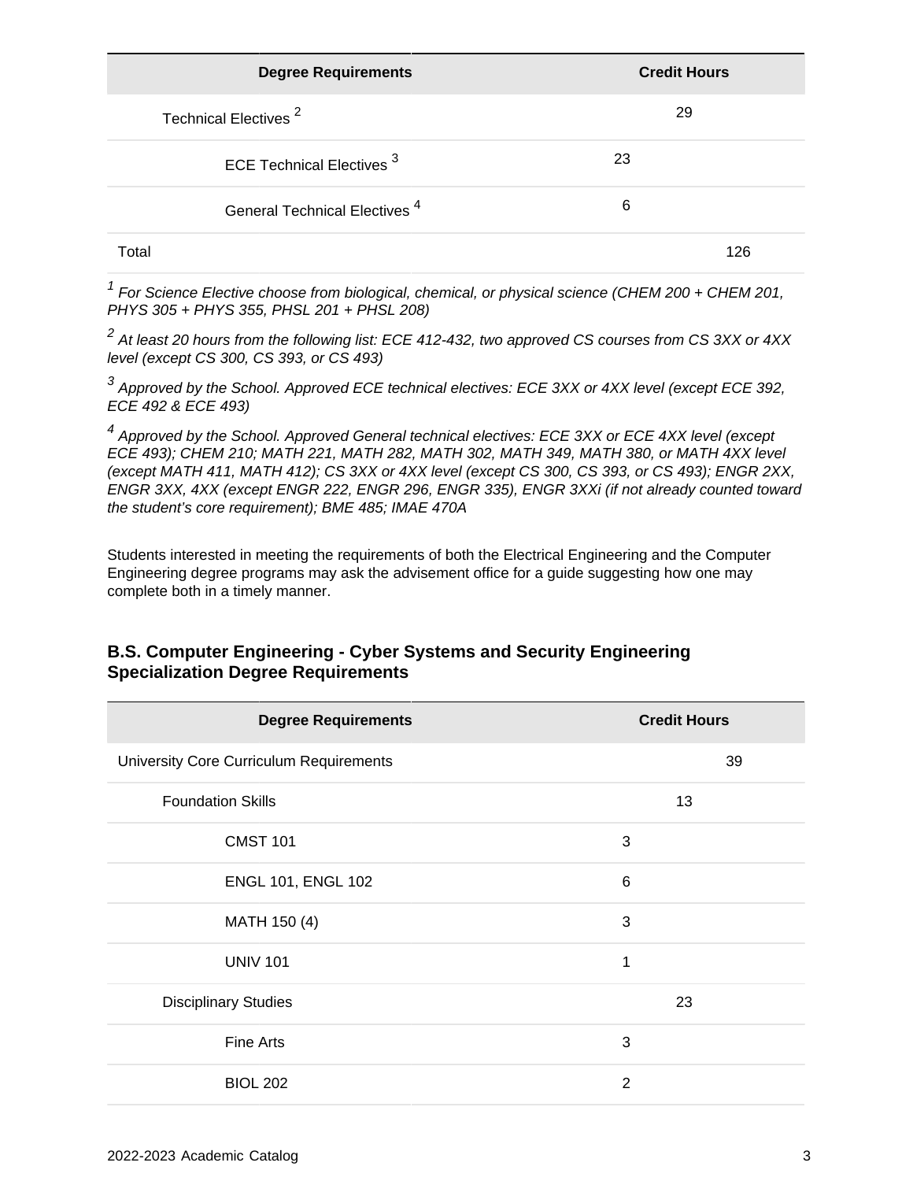| Degree Requirements | Credit Hours |
| --- | --- |
| Technical Electives [2] | 29 |
| ECE Technical Electives [3] | 23 |
| General Technical Electives [4] | 6 |
| Total | 126 |

*[1] For Science Elective choose from biological, chemical, or physical science (CHEM 200 + CHEM 201, PHYS 305 + PHYS 355, PHSL 201 + PHSL 208)*

*[2] At least 20 hours from the following list: ECE 412-432, two approved CS courses from CS 3XX or 4XX level (except CS 300, CS 393, or CS 493)*

*[3] Approved by the School. Approved ECE technical electives: ECE 3XX or 4XX level (except ECE 392, ECE 492 & ECE 493)*

*[4] Approved by the School. Approved General technical electives: ECE 3XX or ECE 4XX level (except ECE 493); CHEM 210; MATH 221, MATH 282, MATH 302, MATH 349, MATH 380, or MATH 4XX level (except MATH 411, MATH 412); CS 3XX or 4XX level (except CS 300, CS 393, or CS 493); ENGR 2XX, ENGR 3XX, 4XX (except ENGR 222, ENGR 296, ENGR 335), ENGR 3XXi (if not already counted toward the student's core requirement); BME 485; IMAE 470A*

Students interested in meeting the requirements of both the Electrical Engineering and the Computer Engineering degree programs may ask the advisement office for a guide suggesting how one may complete both in a timely manner.

## B.S. Computer Engineering - Cyber Systems and Security Engineering Specialization Degree Requirements

| Degree Requirements | Credit Hours |
| --- | --- |
| University Core Curriculum Requirements | 39 |
| Foundation Skills | 13 |
| CMST 101 | 3 |
| ENGL 101, ENGL 102 | 6 |
| MATH 150 (4) | 3 |
| UNIV 101 | 1 |
| Disciplinary Studies | 23 |
| Fine Arts | 3 |
| BIOL 202 | 2 |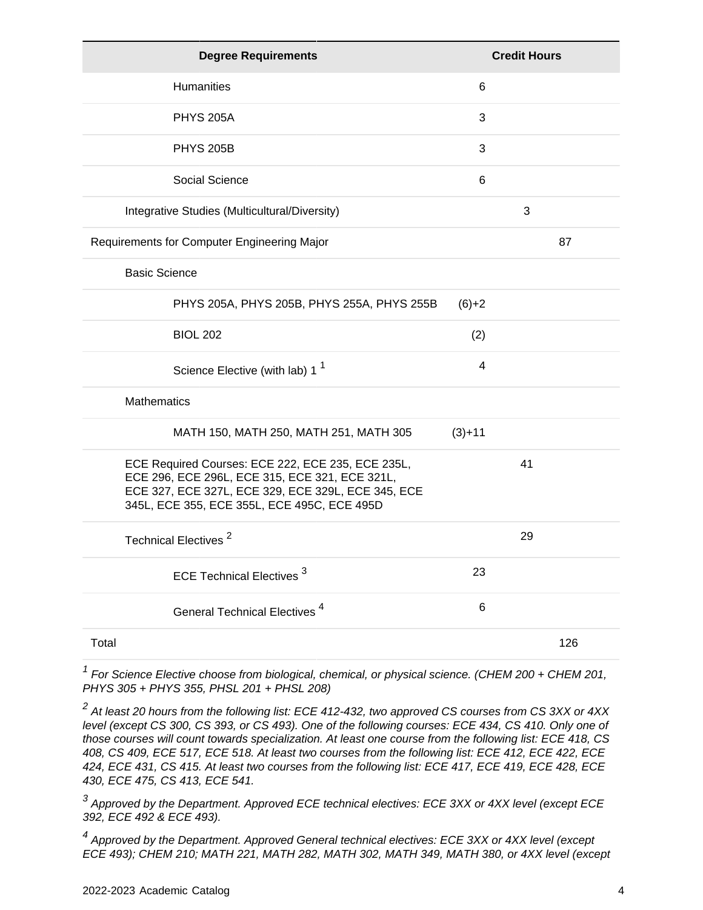| Degree Requirements | | | Credit Hours |
|---|---|---|---|
| Humanities | 6 | | |
| PHYS 205A | 3 | | |
| PHYS 205B | 3 | | |
| Social Science | 6 | | |
| Integrative Studies (Multicultural/Diversity) | | 3 | |
| Requirements for Computer Engineering Major | | | 87 |
| Basic Science | | | |
| PHYS 205A, PHYS 205B, PHYS 255A, PHYS 255B | (6)+2 | | |
| BIOL 202 | (2) | | |
| Science Elective (with lab) 1 [1] | 4 | | |
| Mathematics | | | |
| MATH 150, MATH 250, MATH 251, MATH 305 | (3)+11 | | |
| ECE Required Courses: ECE 222, ECE 235, ECE 235L, ECE 296, ECE 296L, ECE 315, ECE 321, ECE 321L, ECE 327, ECE 327L, ECE 329, ECE 329L, ECE 345, ECE 345L, ECE 355, ECE 355L, ECE 495C, ECE 495D | | 41 | |
| Technical Electives [2] | | 29 | |
| ECE Technical Electives [3] | 23 | | |
| General Technical Electives [4] | 6 | | |
| Total | | | 126 |

*[1] For Science Elective choose from biological, chemical, or physical science. (CHEM 200 + CHEM 201, PHYS 305 + PHYS 355, PHSL 201 + PHSL 208)*

*[2] At least 20 hours from the following list: ECE 412-432, two approved CS courses from CS 3XX or 4XX level (except CS 300, CS 393, or CS 493). One of the following courses: ECE 434, CS 410. Only one of those courses will count towards specialization. At least one course from the following list: ECE 418, CS 408, CS 409, ECE 517, ECE 518. At least two courses from the following list: ECE 412, ECE 422, ECE 424, ECE 431, CS 415. At least two courses from the following list: ECE 417, ECE 419, ECE 428, ECE 430, ECE 475, CS 413, ECE 541.*

*[3] Approved by the Department. Approved ECE technical electives: ECE 3XX or 4XX level (except ECE 392, ECE 492 & ECE 493).*

*[4] Approved by the Department. Approved General technical electives: ECE 3XX or 4XX level (except ECE 493); CHEM 210; MATH 221, MATH 282, MATH 302, MATH 349, MATH 380, or 4XX level (except*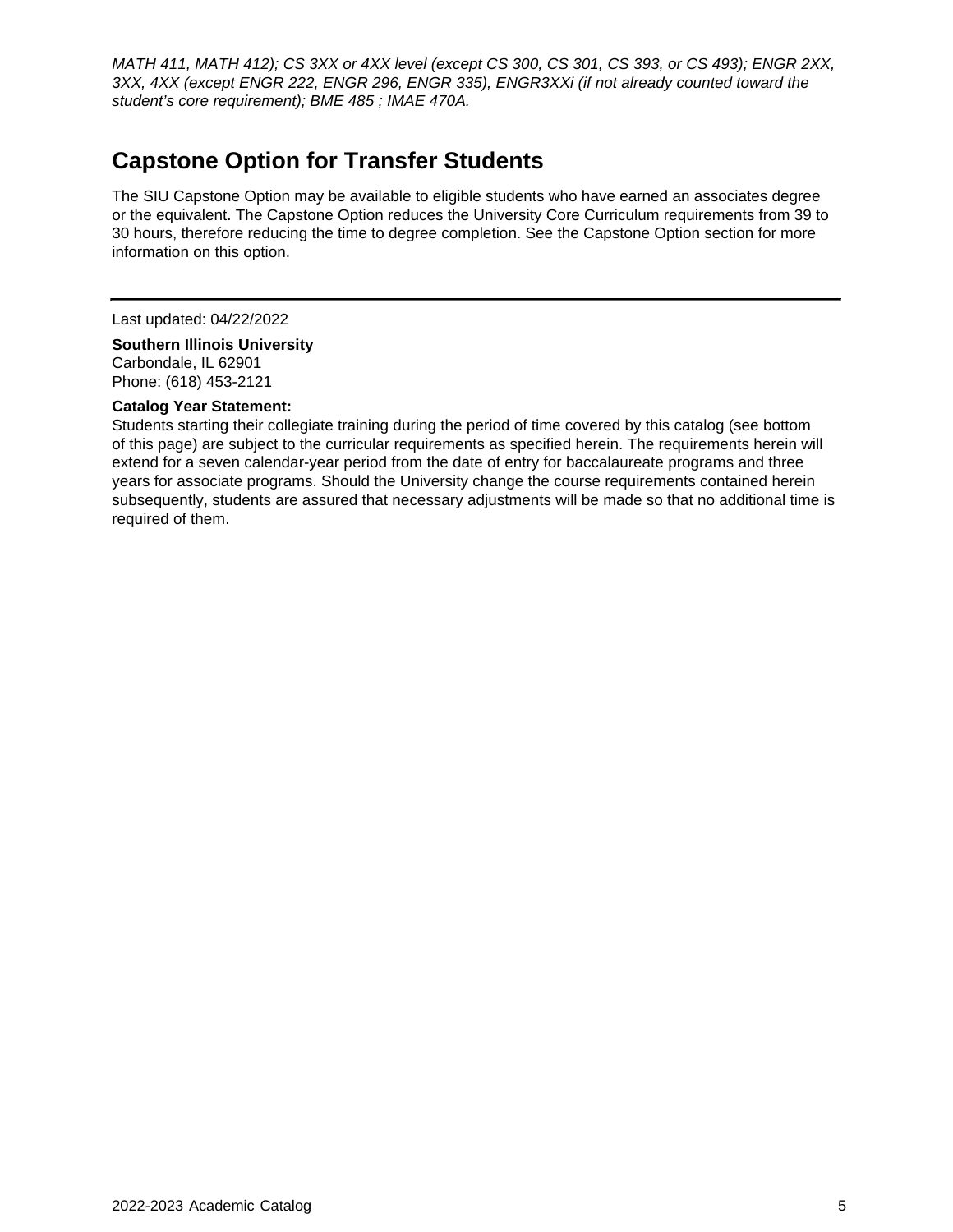*MATH 411, MATH 412); CS 3XX or 4XX level (except CS 300, CS 301, CS 393, or CS 493); ENGR 2XX, 3XX, 4XX (except ENGR 222, ENGR 296, ENGR 335), ENGR3XXi (if not already counted toward the student's core requirement); BME 485 ; IMAE 470A.*

## Capstone Option for Transfer Students

The SIU Capstone Option may be available to eligible students who have earned an associates degree or the equivalent. The Capstone Option reduces the University Core Curriculum requirements from 39 to 30 hours, therefore reducing the time to degree completion. See the Capstone Option section for more information on this option.

---

Last updated: 04/22/2022

**Southern Illinois University**
Carbondale, IL 62901
Phone: (618) 453-2121

**Catalog Year Statement:**
Students starting their collegiate training during the period of time covered by this catalog (see bottom of this page) are subject to the curricular requirements as specified herein. The requirements herein will extend for a seven calendar-year period from the date of entry for baccalaureate programs and three years for associate programs. Should the University change the course requirements contained herein subsequently, students are assured that necessary adjustments will be made so that no additional time is required of them.

2022-2023 Academic Catalog